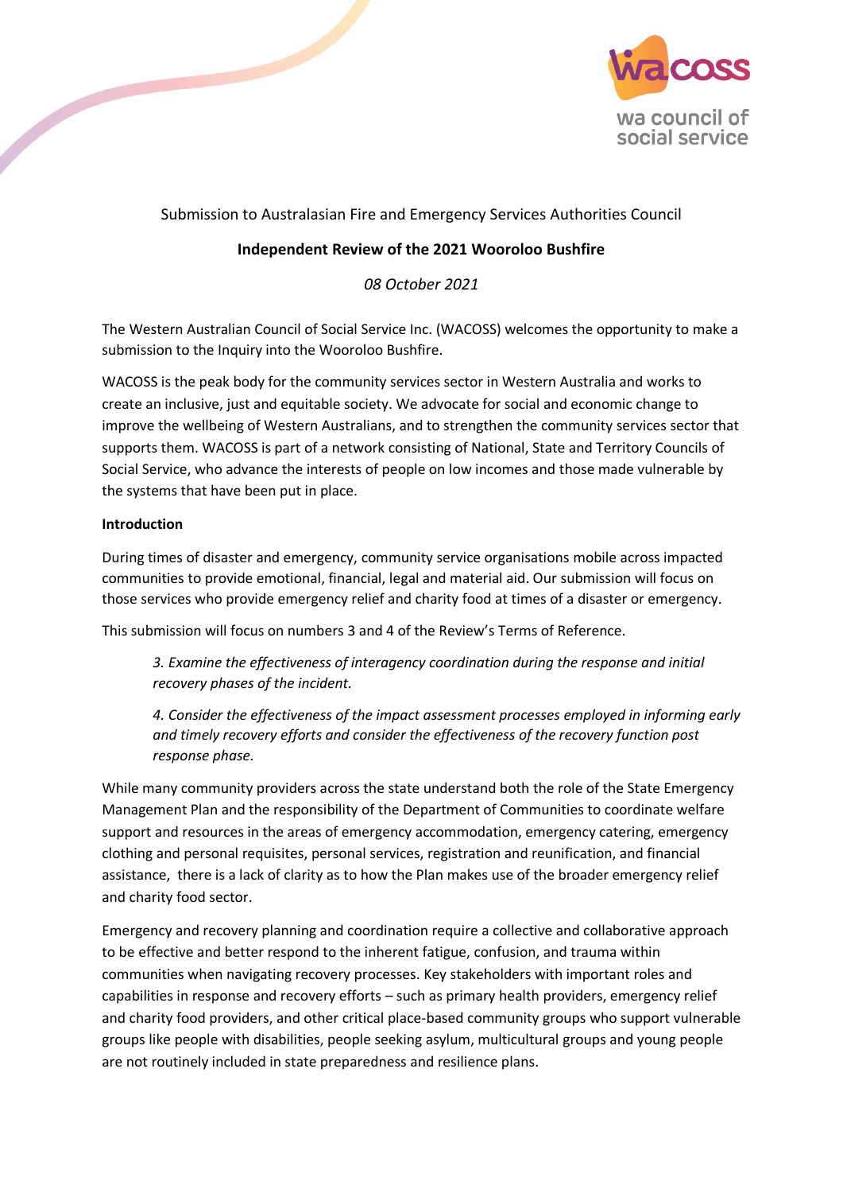Submission to Australasian Fire and Emergency Services Authorities Council

**Independent Review of the 2021 Wooroloo Bushfire**

*08 October 2021*

The Western Australian Council of Social Service Inc. (WACOSS) welcomes the opportunity to make a submission to the Inquiry into the Wooroloo Bushfire.

WACOSS is the peak body for the community services sector in Western Australia and works to create an inclusive, just and equitable society. We advocate for social and economic change to improve the wellbeing of Western Australians, and to strengthen the community services sector that supports them. WACOSS is part of a network consisting of National, State and Territory Councils of Social Service, who advance the interests of people on low incomes and those made vulnerable by the systems that have been put in place.

**Introduction**

During times of disaster and emergency, community service organisations mobile across impacted communities to provide emotional, financial, legal and material aid. Our submission will focus on those services who provide emergency relief and charity food at times of a disaster or emergency.

This submission will focus on numbers 3 and 4 of the Review's Terms of Reference.

> *3. Examine the effectiveness of interagency coordination during the response and initial recovery phases of the incident.*
>
> *4. Consider the effectiveness of the impact assessment processes employed in informing early and timely recovery efforts and consider the effectiveness of the recovery function post response phase.*

While many community providers across the state understand both the role of the State Emergency Management Plan and the responsibility of the Department of Communities to coordinate welfare support and resources in the areas of emergency accommodation, emergency catering, emergency clothing and personal requisites, personal services, registration and reunification, and financial assistance, there is a lack of clarity as to how the Plan makes use of the broader emergency relief and charity food sector.

Emergency and recovery planning and coordination require a collective and collaborative approach to be effective and better respond to the inherent fatigue, confusion, and trauma within communities when navigating recovery processes. Key stakeholders with important roles and capabilities in response and recovery efforts – such as primary health providers, emergency relief and charity food providers, and other critical place-based community groups who support vulnerable groups like people with disabilities, people seeking asylum, multicultural groups and young people are not routinely included in state preparedness and resilience plans.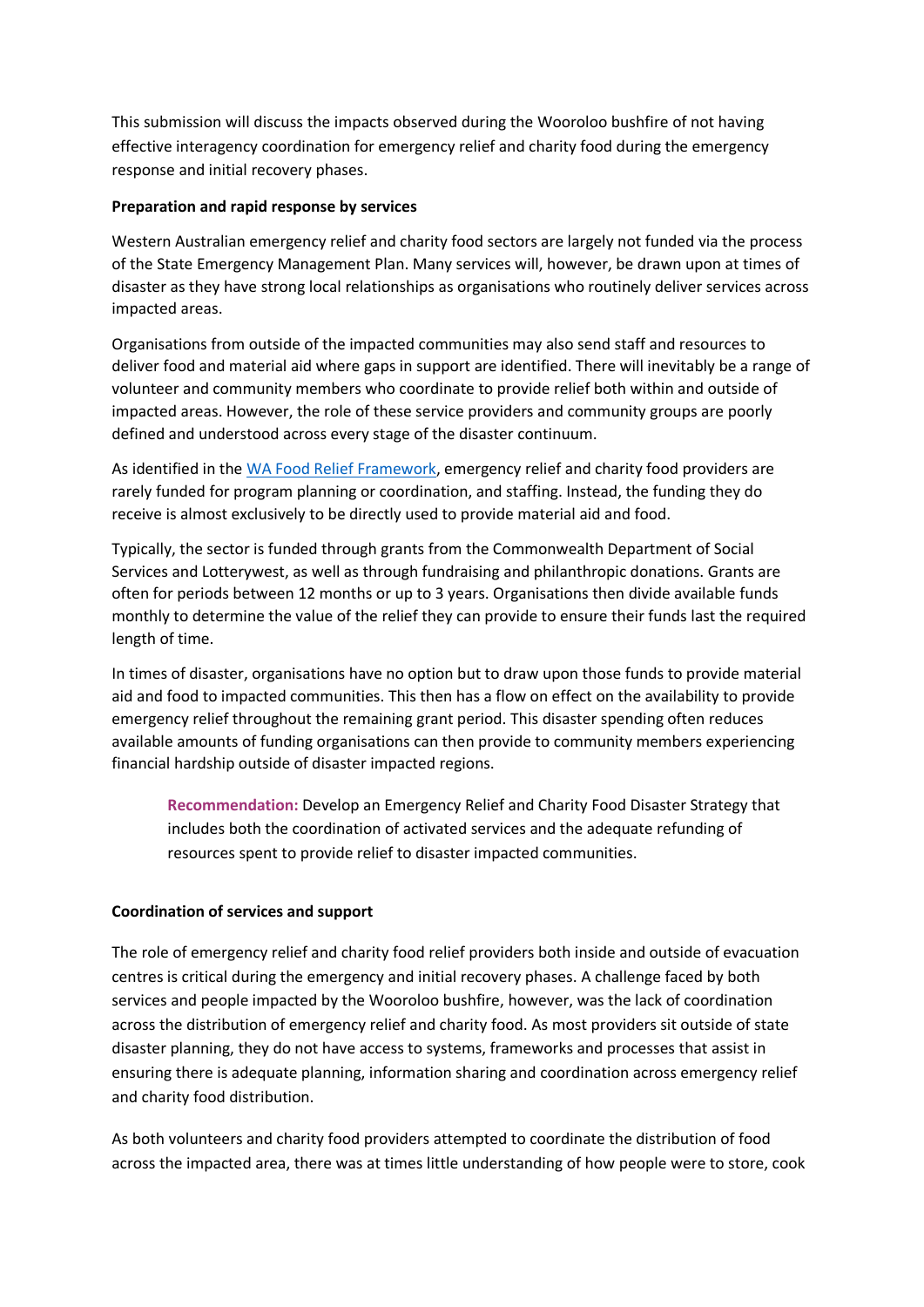This submission will discuss the impacts observed during the Wooroloo bushfire of not having effective interagency coordination for emergency relief and charity food during the emergency response and initial recovery phases.

**Preparation and rapid response by services**

Western Australian emergency relief and charity food sectors are largely not funded via the process of the State Emergency Management Plan. Many services will, however, be drawn upon at times of disaster as they have strong local relationships as organisations who routinely deliver services across impacted areas.

Organisations from outside of the impacted communities may also send staff and resources to deliver food and material aid where gaps in support are identified. There will inevitably be a range of volunteer and community members who coordinate to provide relief both within and outside of impacted areas. However, the role of these service providers and community groups are poorly defined and understood across every stage of the disaster continuum.

As identified in the WA Food Relief Framework, emergency relief and charity food providers are rarely funded for program planning or coordination, and staffing. Instead, the funding they do receive is almost exclusively to be directly used to provide material aid and food.

Typically, the sector is funded through grants from the Commonwealth Department of Social Services and Lotterywest, as well as through fundraising and philanthropic donations. Grants are often for periods between 12 months or up to 3 years. Organisations then divide available funds monthly to determine the value of the relief they can provide to ensure their funds last the required length of time.

In times of disaster, organisations have no option but to draw upon those funds to provide material aid and food to impacted communities. This then has a flow on effect on the availability to provide emergency relief throughout the remaining grant period. This disaster spending often reduces available amounts of funding organisations can then provide to community members experiencing financial hardship outside of disaster impacted regions.

> **Recommendation:** Develop an Emergency Relief and Charity Food Disaster Strategy that includes both the coordination of activated services and the adequate refunding of resources spent to provide relief to disaster impacted communities.

**Coordination of services and support**

The role of emergency relief and charity food relief providers both inside and outside of evacuation centres is critical during the emergency and initial recovery phases. A challenge faced by both services and people impacted by the Wooroloo bushfire, however, was the lack of coordination across the distribution of emergency relief and charity food. As most providers sit outside of state disaster planning, they do not have access to systems, frameworks and processes that assist in ensuring there is adequate planning, information sharing and coordination across emergency relief and charity food distribution.

As both volunteers and charity food providers attempted to coordinate the distribution of food across the impacted area, there was at times little understanding of how people were to store, cook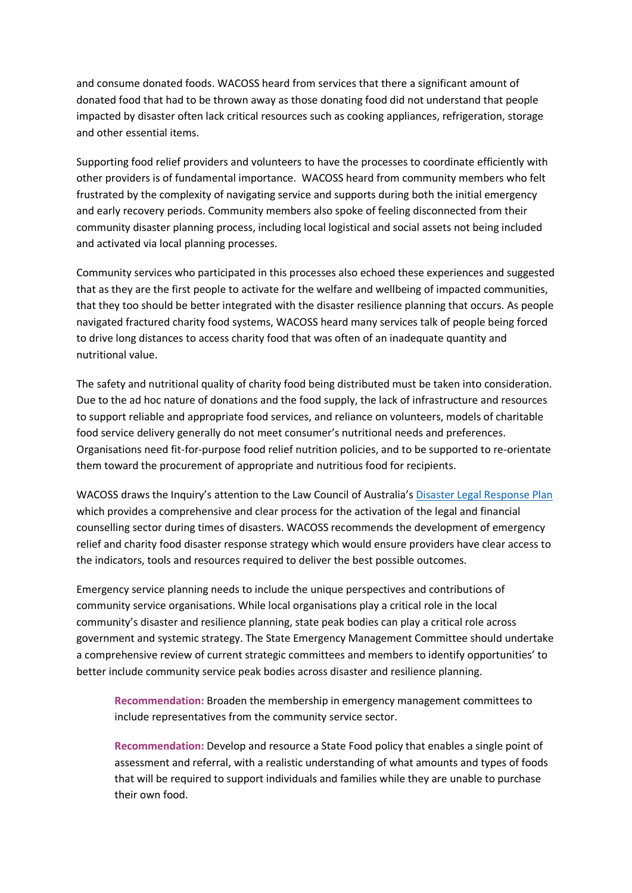and consume donated foods. WACOSS heard from services that there a significant amount of donated food that had to be thrown away as those donating food did not understand that people impacted by disaster often lack critical resources such as cooking appliances, refrigeration, storage and other essential items.

Supporting food relief providers and volunteers to have the processes to coordinate efficiently with other providers is of fundamental importance. WACOSS heard from community members who felt frustrated by the complexity of navigating service and supports during both the initial emergency and early recovery periods. Community members also spoke of feeling disconnected from their community disaster planning process, including local logistical and social assets not being included and activated via local planning processes.

Community services who participated in this processes also echoed these experiences and suggested that as they are the first people to activate for the welfare and wellbeing of impacted communities, that they too should be better integrated with the disaster resilience planning that occurs. As people navigated fractured charity food systems, WACOSS heard many services talk of people being forced to drive long distances to access charity food that was often of an inadequate quantity and nutritional value.

The safety and nutritional quality of charity food being distributed must be taken into consideration. Due to the ad hoc nature of donations and the food supply, the lack of infrastructure and resources to support reliable and appropriate food services, and reliance on volunteers, models of charitable food service delivery generally do not meet consumer's nutritional needs and preferences. Organisations need fit-for-purpose food relief nutrition policies, and to be supported to re-orientate them toward the procurement of appropriate and nutritious food for recipients.

WACOSS draws the Inquiry's attention to the Law Council of Australia's Disaster Legal Response Plan which provides a comprehensive and clear process for the activation of the legal and financial counselling sector during times of disasters. WACOSS recommends the development of emergency relief and charity food disaster response strategy which would ensure providers have clear access to the indicators, tools and resources required to deliver the best possible outcomes.

Emergency service planning needs to include the unique perspectives and contributions of community service organisations. While local organisations play a critical role in the local community's disaster and resilience planning, state peak bodies can play a critical role across government and systemic strategy. The State Emergency Management Committee should undertake a comprehensive review of current strategic committees and members to identify opportunities' to better include community service peak bodies across disaster and resilience planning.

> **Recommendation:** Broaden the membership in emergency management committees to include representatives from the community service sector.

> **Recommendation:** Develop and resource a State Food policy that enables a single point of assessment and referral, with a realistic understanding of what amounts and types of foods that will be required to support individuals and families while they are unable to purchase their own food.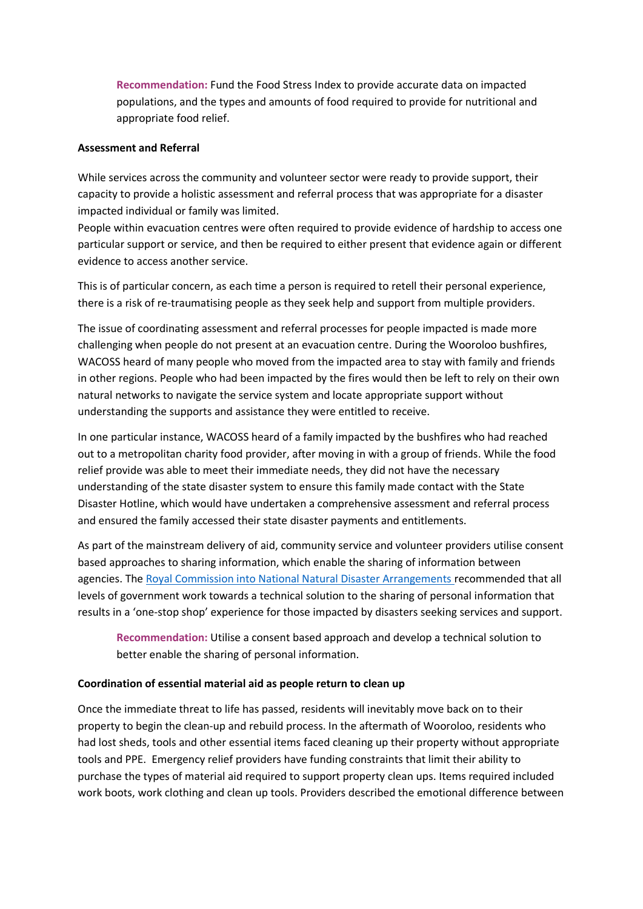**Recommendation:** Fund the Food Stress Index to provide accurate data on impacted populations, and the types and amounts of food required to provide for nutritional and appropriate food relief.

**Assessment and Referral**

While services across the community and volunteer sector were ready to provide support, their capacity to provide a holistic assessment and referral process that was appropriate for a disaster impacted individual or family was limited.

People within evacuation centres were often required to provide evidence of hardship to access one particular support or service, and then be required to either present that evidence again or different evidence to access another service.

This is of particular concern, as each time a person is required to retell their personal experience, there is a risk of re-traumatising people as they seek help and support from multiple providers.

The issue of coordinating assessment and referral processes for people impacted is made more challenging when people do not present at an evacuation centre. During the Wooroloo bushfires, WACOSS heard of many people who moved from the impacted area to stay with family and friends in other regions. People who had been impacted by the fires would then be left to rely on their own natural networks to navigate the service system and locate appropriate support without understanding the supports and assistance they were entitled to receive.

In one particular instance, WACOSS heard of a family impacted by the bushfires who had reached out to a metropolitan charity food provider, after moving in with a group of friends. While the food relief provide was able to meet their immediate needs, they did not have the necessary understanding of the state disaster system to ensure this family made contact with the State Disaster Hotline, which would have undertaken a comprehensive assessment and referral process and ensured the family accessed their state disaster payments and entitlements.

As part of the mainstream delivery of aid, community service and volunteer providers utilise consent based approaches to sharing information, which enable the sharing of information between agencies. The Royal Commission into National Natural Disaster Arrangements recommended that all levels of government work towards a technical solution to the sharing of personal information that results in a 'one-stop shop' experience for those impacted by disasters seeking services and support.

**Recommendation:** Utilise a consent based approach and develop a technical solution to better enable the sharing of personal information.

**Coordination of essential material aid as people return to clean up**

Once the immediate threat to life has passed, residents will inevitably move back on to their property to begin the clean-up and rebuild process. In the aftermath of Wooroloo, residents who had lost sheds, tools and other essential items faced cleaning up their property without appropriate tools and PPE. Emergency relief providers have funding constraints that limit their ability to purchase the types of material aid required to support property clean ups. Items required included work boots, work clothing and clean up tools. Providers described the emotional difference between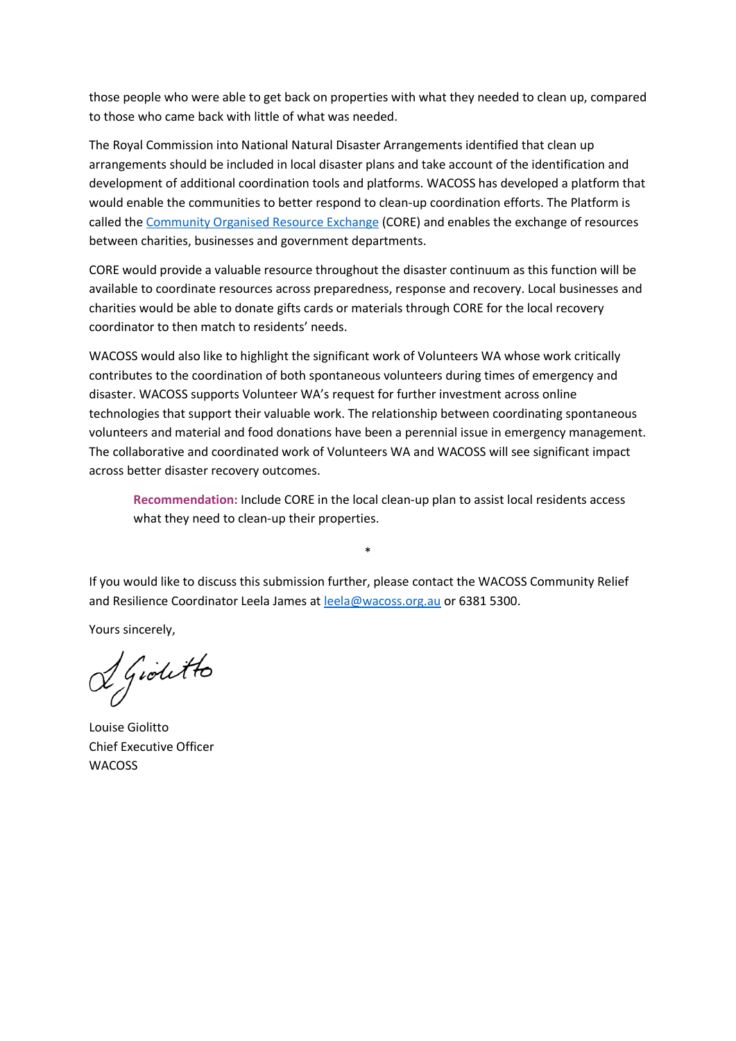those people who were able to get back on properties with what they needed to clean up, compared to those who came back with little of what was needed.

The Royal Commission into National Natural Disaster Arrangements identified that clean up arrangements should be included in local disaster plans and take account of the identification and development of additional coordination tools and platforms. WACOSS has developed a platform that would enable the communities to better respond to clean-up coordination efforts. The Platform is called the [Community Organised Resource Exchange]() (CORE) and enables the exchange of resources between charities, businesses and government departments.

CORE would provide a valuable resource throughout the disaster continuum as this function will be available to coordinate resources across preparedness, response and recovery. Local businesses and charities would be able to donate gifts cards or materials through CORE for the local recovery coordinator to then match to residents' needs.

WACOSS would also like to highlight the significant work of Volunteers WA whose work critically contributes to the coordination of both spontaneous volunteers during times of emergency and disaster. WACOSS supports Volunteer WA's request for further investment across online technologies that support their valuable work. The relationship between coordinating spontaneous volunteers and material and food donations have been a perennial issue in emergency management. The collaborative and coordinated work of Volunteers WA and WACOSS will see significant impact across better disaster recovery outcomes.

> **Recommendation:** Include CORE in the local clean-up plan to assist local residents access what they need to clean-up their properties.

*

If you would like to discuss this submission further, please contact the WACOSS Community Relief and Resilience Coordinator Leela James at leela@wacoss.org.au or 6381 5300.

Yours sincerely,

L Giolitto

Louise Giolitto
Chief Executive Officer
WACOSS